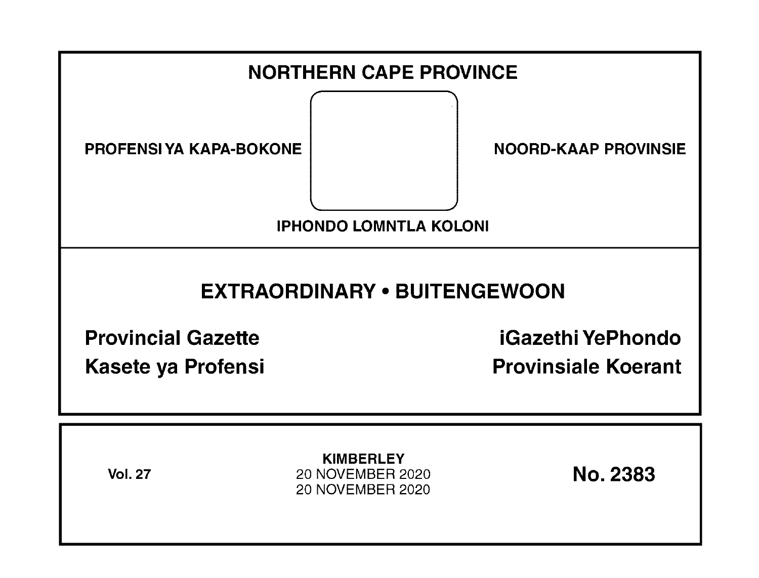# NORTHERN CAPE PROVINCE

PROFENSI YA KAPA-BOKONE

NOORD-KAAP PROVINSIE

IPHONDO LOMNTLA KOLONI

## EXTRAORDINARY • BUITENGEWOON

**Provincial Gazette**

**iGazethi YePhondo**

**Kasete ya Profensi**

**Provinsiale Koerant**

**Vol. 27**

**KIMBERLEY**
20 NOVEMBER 2020
20 NOVEMBER 2020

**No. 2383**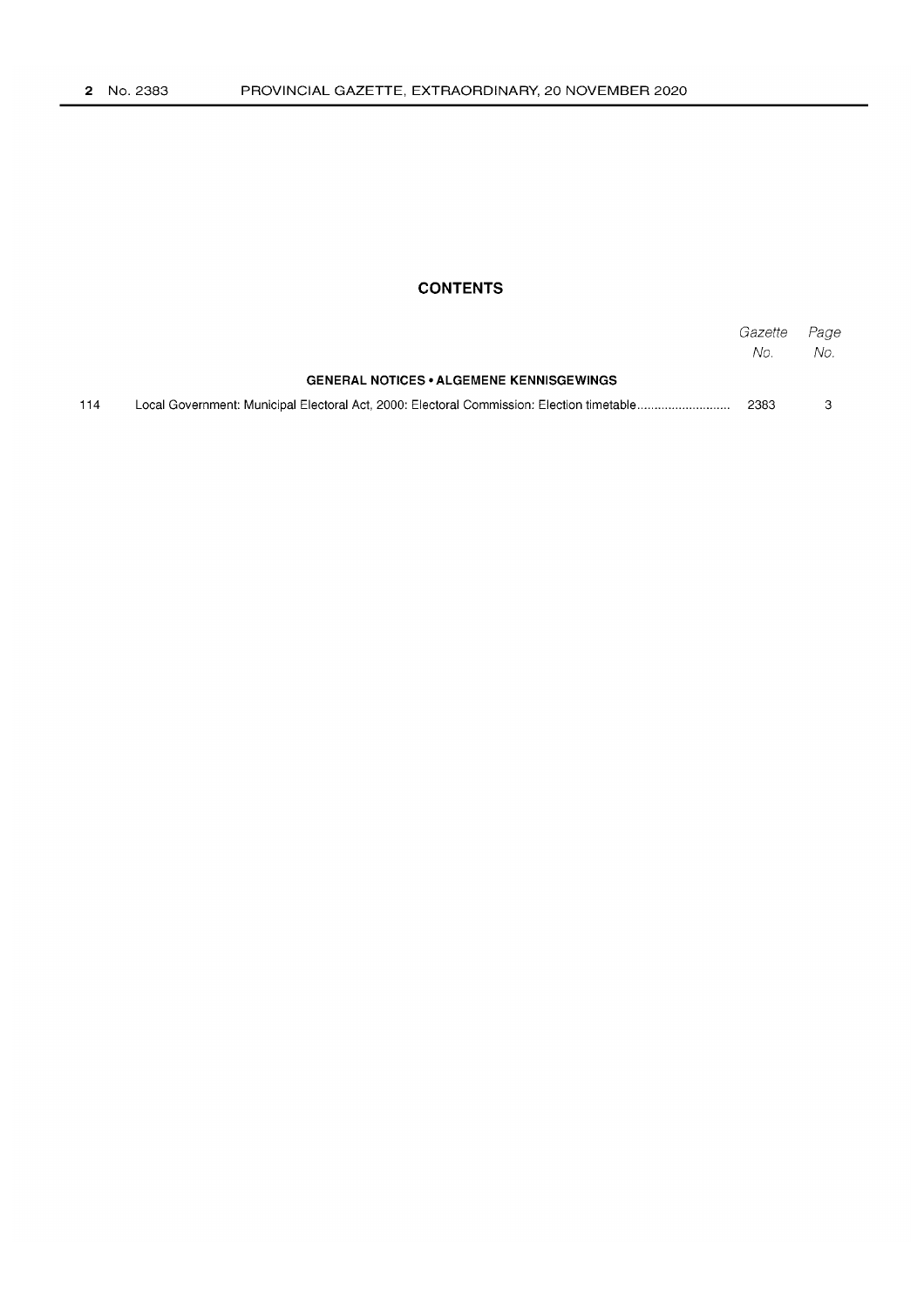## CONTENTS

| | | *Gazette No.* | *Page No.* |
|---|---|---|---|
| | **GENERAL NOTICES • ALGEMENE KENNISGEWINGS** | | |
| 114 | Local Government: Municipal Electoral Act, 2000: Electoral Commission: Election timetable.......................... | 2383 | 3 |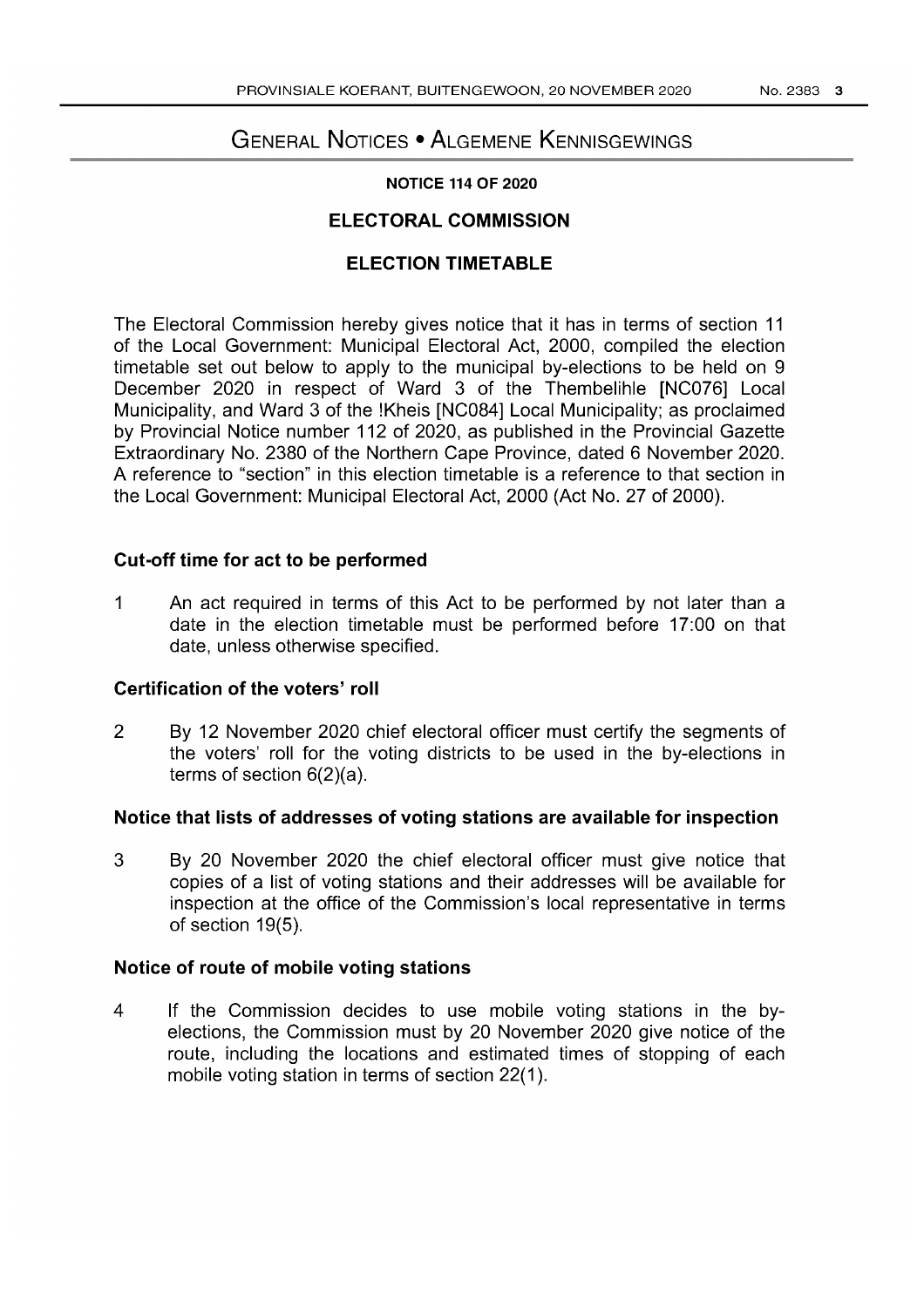# General Notices • Algemene Kennisgewings

**NOTICE 114 OF 2020**

## ELECTORAL COMMISSION

## ELECTION TIMETABLE

The Electoral Commission hereby gives notice that it has in terms of section 11 of the Local Government: Municipal Electoral Act, 2000, compiled the election timetable set out below to apply to the municipal by-elections to be held on 9 December 2020 in respect of Ward 3 of the Thembelihle [NC076] Local Municipality, and Ward 3 of the !Kheis [NC084] Local Municipality; as proclaimed by Provincial Notice number 112 of 2020, as published in the Provincial Gazette Extraordinary No. 2380 of the Northern Cape Province, dated 6 November 2020. A reference to "section" in this election timetable is a reference to that section in the Local Government: Municipal Electoral Act, 2000 (Act No. 27 of 2000).

### Cut-off time for act to be performed

1 An act required in terms of this Act to be performed by not later than a date in the election timetable must be performed before 17:00 on that date, unless otherwise specified.

### Certification of the voters' roll

2 By 12 November 2020 chief electoral officer must certify the segments of the voters' roll for the voting districts to be used in the by-elections in terms of section 6(2)(a).

### Notice that lists of addresses of voting stations are available for inspection

3 By 20 November 2020 the chief electoral officer must give notice that copies of a list of voting stations and their addresses will be available for inspection at the office of the Commission's local representative in terms of section 19(5).

### Notice of route of mobile voting stations

4 If the Commission decides to use mobile voting stations in the by-elections, the Commission must by 20 November 2020 give notice of the route, including the locations and estimated times of stopping of each mobile voting station in terms of section 22(1).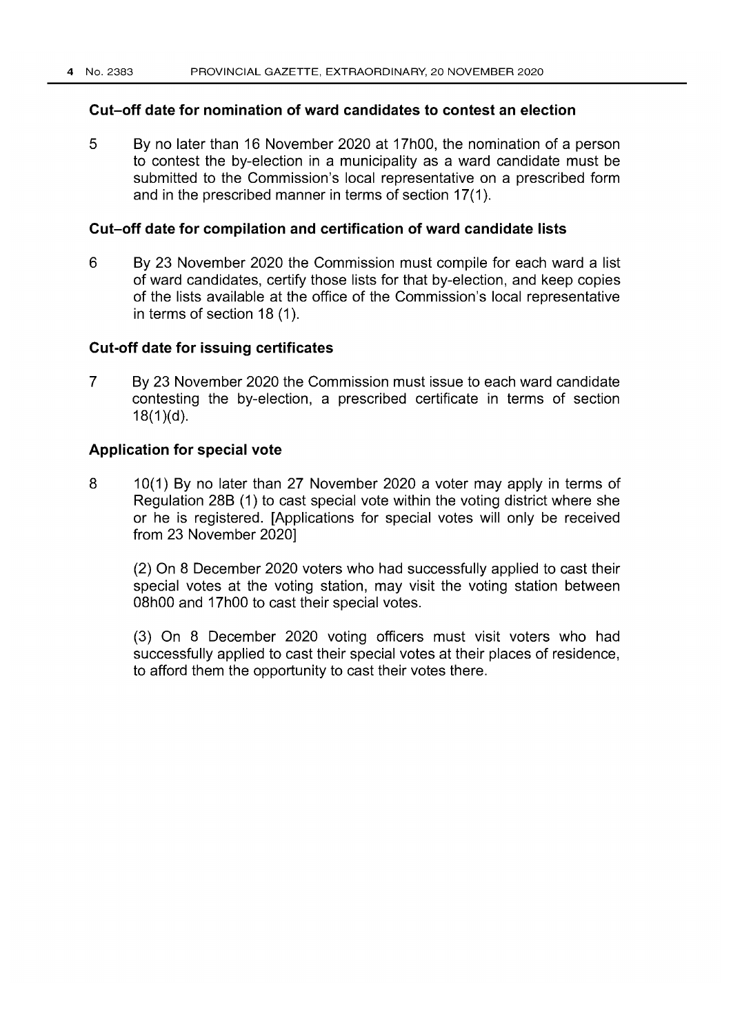### Cut–off date for nomination of ward candidates to contest an election

5 By no later than 16 November 2020 at 17h00, the nomination of a person to contest the by-election in a municipality as a ward candidate must be submitted to the Commission's local representative on a prescribed form and in the prescribed manner in terms of section 17(1).

### Cut–off date for compilation and certification of ward candidate lists

6 By 23 November 2020 the Commission must compile for each ward a list of ward candidates, certify those lists for that by-election, and keep copies of the lists available at the office of the Commission's local representative in terms of section 18 (1).

### Cut-off date for issuing certificates

7 By 23 November 2020 the Commission must issue to each ward candidate contesting the by-election, a prescribed certificate in terms of section 18(1)(d).

### Application for special vote

8 10(1) By no later than 27 November 2020 a voter may apply in terms of Regulation 28B (1) to cast special vote within the voting district where she or he is registered. [Applications for special votes will only be received from 23 November 2020]

(2) On 8 December 2020 voters who had successfully applied to cast their special votes at the voting station, may visit the voting station between 08h00 and 17h00 to cast their special votes.

(3) On 8 December 2020 voting officers must visit voters who had successfully applied to cast their special votes at their places of residence, to afford them the opportunity to cast their votes there.